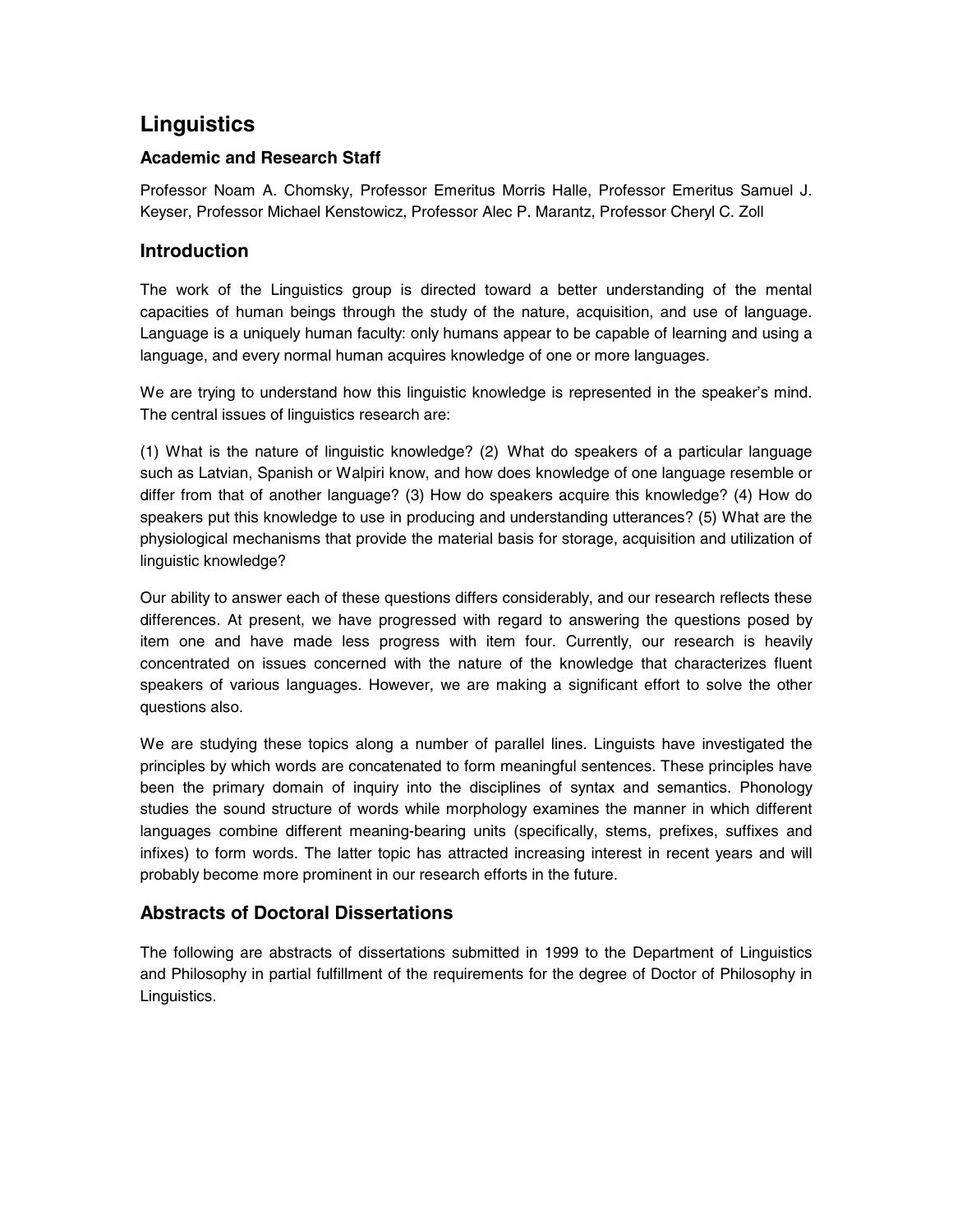# Linguistics

### Academic and Research Staff

Professor Noam A. Chomsky, Professor Emeritus Morris Halle, Professor Emeritus Samuel J. Keyser, Professor Michael Kenstowicz, Professor Alec P. Marantz, Professor Cheryl C. Zoll

## Introduction

The work of the Linguistics group is directed toward a better understanding of the mental capacities of human beings through the study of the nature, acquisition, and use of language. Language is a uniquely human faculty: only humans appear to be capable of learning and using a language, and every normal human acquires knowledge of one or more languages.

We are trying to understand how this linguistic knowledge is represented in the speaker's mind. The central issues of linguistics research are:

(1) What is the nature of linguistic knowledge? (2) What do speakers of a particular language such as Latvian, Spanish or Walpiri know, and how does knowledge of one language resemble or differ from that of another language? (3) How do speakers acquire this knowledge? (4) How do speakers put this knowledge to use in producing and understanding utterances? (5) What are the physiological mechanisms that provide the material basis for storage, acquisition and utilization of linguistic knowledge?

Our ability to answer each of these questions differs considerably, and our research reflects these differences. At present, we have progressed with regard to answering the questions posed by item one and have made less progress with item four. Currently, our research is heavily concentrated on issues concerned with the nature of the knowledge that characterizes fluent speakers of various languages. However, we are making a significant effort to solve the other questions also.

We are studying these topics along a number of parallel lines. Linguists have investigated the principles by which words are concatenated to form meaningful sentences. These principles have been the primary domain of inquiry into the disciplines of syntax and semantics. Phonology studies the sound structure of words while morphology examines the manner in which different languages combine different meaning-bearing units (specifically, stems, prefixes, suffixes and infixes) to form words. The latter topic has attracted increasing interest in recent years and will probably become more prominent in our research efforts in the future.

## Abstracts of Doctoral Dissertations

The following are abstracts of dissertations submitted in 1999 to the Department of Linguistics and Philosophy in partial fulfillment of the requirements for the degree of Doctor of Philosophy in Linguistics.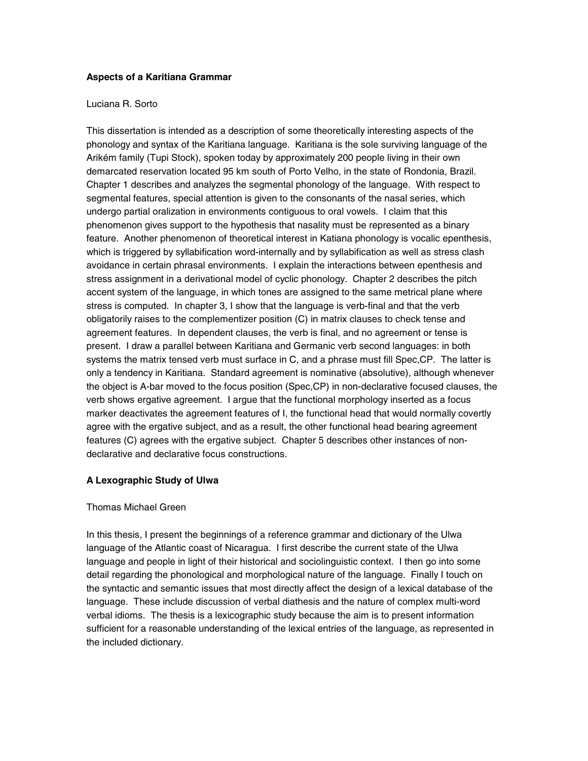**Aspects of a Karitiana Grammar**

Luciana R. Sorto

This dissertation is intended as a description of some theoretically interesting aspects of the phonology and syntax of the Karitiana language. Karitiana is the sole surviving language of the Arikém family (Tupi Stock), spoken today by approximately 200 people living in their own demarcated reservation located 95 km south of Porto Velho, in the state of Rondonia, Brazil. Chapter 1 describes and analyzes the segmental phonology of the language. With respect to segmental features, special attention is given to the consonants of the nasal series, which undergo partial oralization in environments contiguous to oral vowels. I claim that this phenomenon gives support to the hypothesis that nasality must be represented as a binary feature. Another phenomenon of theoretical interest in Katiana phonology is vocalic epenthesis, which is triggered by syllabification word-internally and by syllabification as well as stress clash avoidance in certain phrasal environments. I explain the interactions between epenthesis and stress assignment in a derivational model of cyclic phonology. Chapter 2 describes the pitch accent system of the language, in which tones are assigned to the same metrical plane where stress is computed. In chapter 3, I show that the language is verb-final and that the verb obligatorily raises to the complementizer position (C) in matrix clauses to check tense and agreement features. In dependent clauses, the verb is final, and no agreement or tense is present. I draw a parallel between Karitiana and Germanic verb second languages: in both systems the matrix tensed verb must surface in C, and a phrase must fill Spec,CP. The latter is only a tendency in Karitiana. Standard agreement is nominative (absolutive), although whenever the object is A-bar moved to the focus position (Spec,CP) in non-declarative focused clauses, the verb shows ergative agreement. I argue that the functional morphology inserted as a focus marker deactivates the agreement features of I, the functional head that would normally covertly agree with the ergative subject, and as a result, the other functional head bearing agreement features (C) agrees with the ergative subject. Chapter 5 describes other instances of non-declarative and declarative focus constructions.

**A Lexographic Study of Ulwa**

Thomas Michael Green

In this thesis, I present the beginnings of a reference grammar and dictionary of the Ulwa language of the Atlantic coast of Nicaragua. I first describe the current state of the Ulwa language and people in light of their historical and sociolinguistic context. I then go into some detail regarding the phonological and morphological nature of the language. Finally I touch on the syntactic and semantic issues that most directly affect the design of a lexical database of the language. These include discussion of verbal diathesis and the nature of complex multi-word verbal idioms. The thesis is a lexicographic study because the aim is to present information sufficient for a reasonable understanding of the lexical entries of the language, as represented in the included dictionary.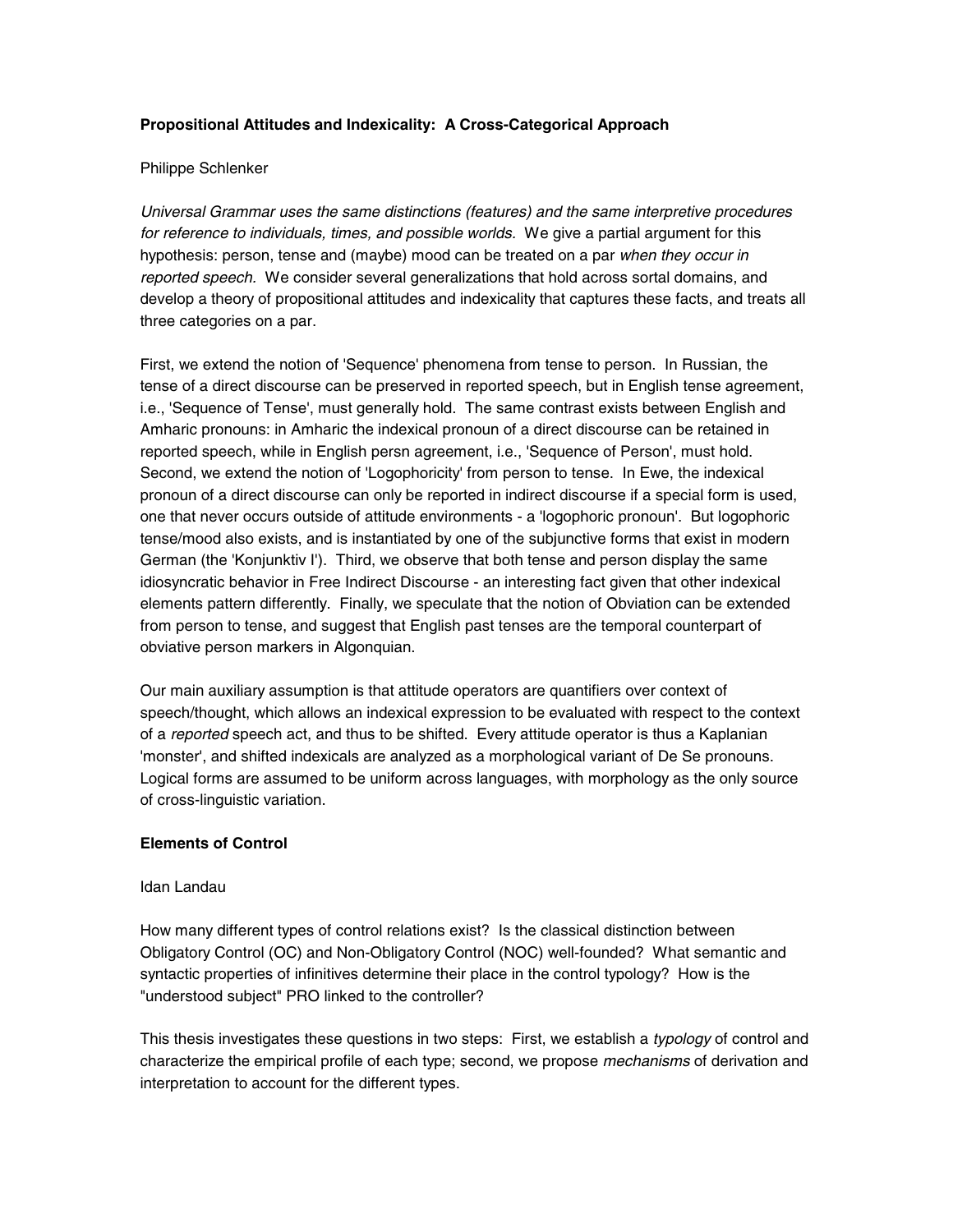**Propositional Attitudes and Indexicality: A Cross-Categorical Approach**

Philippe Schlenker

*Universal Grammar uses the same distinctions (features) and the same interpretive procedures for reference to individuals, times, and possible worlds.* We give a partial argument for this hypothesis: person, tense and (maybe) mood can be treated on a par *when they occur in reported speech.* We consider several generalizations that hold across sortal domains, and develop a theory of propositional attitudes and indexicality that captures these facts, and treats all three categories on a par.

First, we extend the notion of 'Sequence' phenomena from tense to person. In Russian, the tense of a direct discourse can be preserved in reported speech, but in English tense agreement, i.e., 'Sequence of Tense', must generally hold. The same contrast exists between English and Amharic pronouns: in Amharic the indexical pronoun of a direct discourse can be retained in reported speech, while in English persn agreement, i.e., 'Sequence of Person', must hold. Second, we extend the notion of 'Logophoricity' from person to tense. In Ewe, the indexical pronoun of a direct discourse can only be reported in indirect discourse if a special form is used, one that never occurs outside of attitude environments - a 'logophoric pronoun'. But logophoric tense/mood also exists, and is instantiated by one of the subjunctive forms that exist in modern German (the 'Konjunktiv I'). Third, we observe that both tense and person display the same idiosyncratic behavior in Free Indirect Discourse - an interesting fact given that other indexical elements pattern differently. Finally, we speculate that the notion of Obviation can be extended from person to tense, and suggest that English past tenses are the temporal counterpart of obviative person markers in Algonquian.

Our main auxiliary assumption is that attitude operators are quantifiers over context of speech/thought, which allows an indexical expression to be evaluated with respect to the context of a *reported* speech act, and thus to be shifted. Every attitude operator is thus a Kaplanian 'monster', and shifted indexicals are analyzed as a morphological variant of De Se pronouns. Logical forms are assumed to be uniform across languages, with morphology as the only source of cross-linguistic variation.

**Elements of Control**

Idan Landau

How many different types of control relations exist? Is the classical distinction between Obligatory Control (OC) and Non-Obligatory Control (NOC) well-founded? What semantic and syntactic properties of infinitives determine their place in the control typology? How is the "understood subject" PRO linked to the controller?

This thesis investigates these questions in two steps: First, we establish a *typology* of control and characterize the empirical profile of each type; second, we propose *mechanisms* of derivation and interpretation to account for the different types.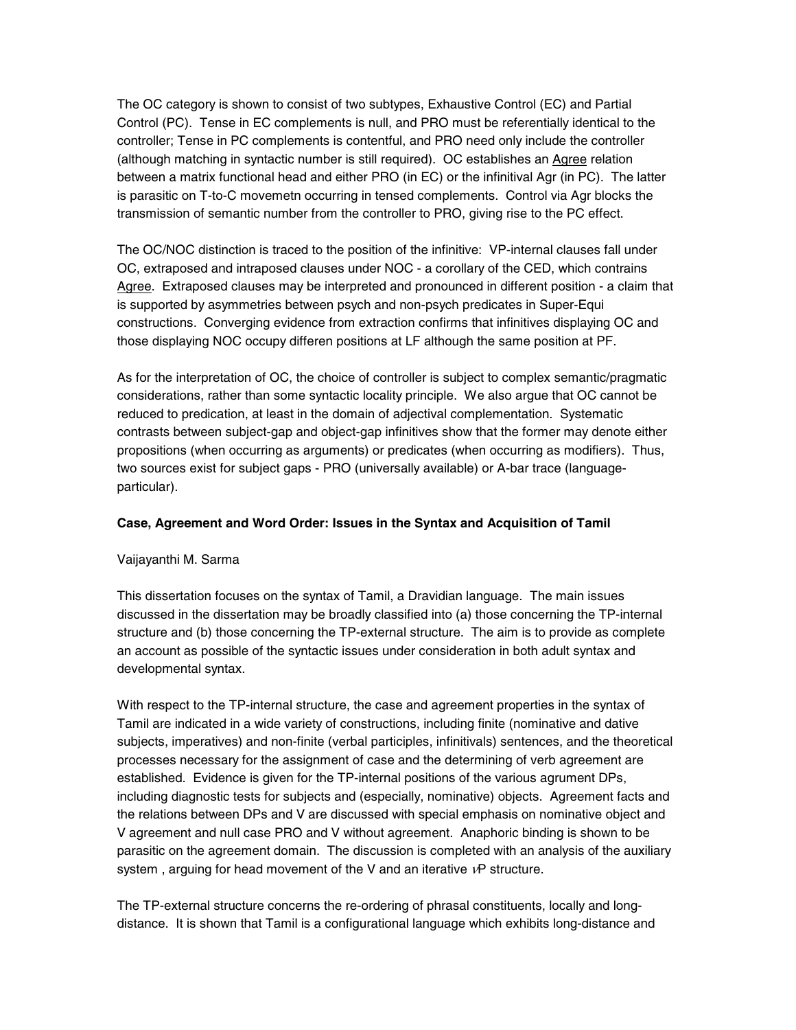The OC category is shown to consist of two subtypes, Exhaustive Control (EC) and Partial Control (PC). Tense in EC complements is null, and PRO must be referentially identical to the controller; Tense in PC complements is contentful, and PRO need only include the controller (although matching in syntactic number is still required). OC establishes an <u>Agree</u> relation between a matrix functional head and either PRO (in EC) or the infinitival Agr (in PC). The latter is parasitic on T-to-C movemetn occurring in tensed complements. Control via Agr blocks the transmission of semantic number from the controller to PRO, giving rise to the PC effect.

The OC/NOC distinction is traced to the position of the infinitive: VP-internal clauses fall under OC, extraposed and intraposed clauses under NOC - a corollary of the CED, which contrains <u>Agree</u>. Extraposed clauses may be interpreted and pronounced in different position - a claim that is supported by asymmetries between psych and non-psych predicates in Super-Equi constructions. Converging evidence from extraction confirms that infinitives displaying OC and those displaying NOC occupy differen positions at LF although the same position at PF.

As for the interpretation of OC, the choice of controller is subject to complex semantic/pragmatic considerations, rather than some syntactic locality principle. We also argue that OC cannot be reduced to predication, at least in the domain of adjectival complementation. Systematic contrasts between subject-gap and object-gap infinitives show that the former may denote either propositions (when occurring as arguments) or predicates (when occurring as modifiers). Thus, two sources exist for subject gaps - PRO (universally available) or A-bar trace (language-particular).

**Case, Agreement and Word Order: Issues in the Syntax and Acquisition of Tamil**

Vaijayanthi M. Sarma

This dissertation focuses on the syntax of Tamil, a Dravidian language. The main issues discussed in the dissertation may be broadly classified into (a) those concerning the TP-internal structure and (b) those concerning the TP-external structure. The aim is to provide as complete an account as possible of the syntactic issues under consideration in both adult syntax and developmental syntax.

With respect to the TP-internal structure, the case and agreement properties in the syntax of Tamil are indicated in a wide variety of constructions, including finite (nominative and dative subjects, imperatives) and non-finite (verbal participles, infinitivals) sentences, and the theoretical processes necessary for the assignment of case and the determining of verb agreement are established. Evidence is given for the TP-internal positions of the various agrument DPs, including diagnostic tests for subjects and (especially, nominative) objects. Agreement facts and the relations between DPs and V are discussed with special emphasis on nominative object and V agreement and null case PRO and V without agreement. Anaphoric binding is shown to be parasitic on the agreement domain. The discussion is completed with an analysis of the auxiliary system , arguing for head movement of the V and an iterative *v*P structure.

The TP-external structure concerns the re-ordering of phrasal constituents, locally and long-distance. It is shown that Tamil is a configurational language which exhibits long-distance and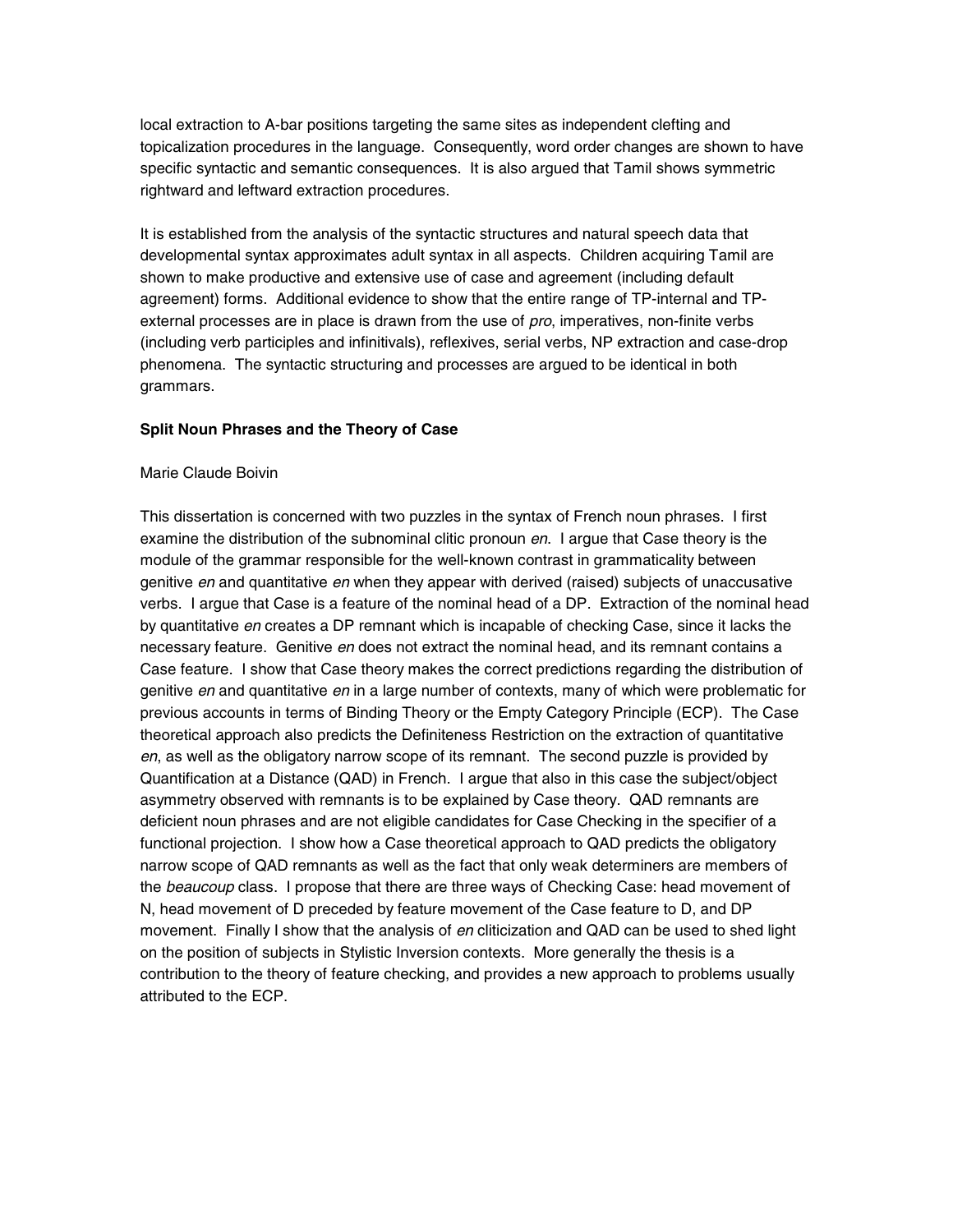local extraction to A-bar positions targeting the same sites as independent clefting and topicalization procedures in the language. Consequently, word order changes are shown to have specific syntactic and semantic consequences. It is also argued that Tamil shows symmetric rightward and leftward extraction procedures.

It is established from the analysis of the syntactic structures and natural speech data that developmental syntax approximates adult syntax in all aspects. Children acquiring Tamil are shown to make productive and extensive use of case and agreement (including default agreement) forms. Additional evidence to show that the entire range of TP-internal and TP-external processes are in place is drawn from the use of *pro*, imperatives, non-finite verbs (including verb participles and infinitivals), reflexives, serial verbs, NP extraction and case-drop phenomena. The syntactic structuring and processes are argued to be identical in both grammars.

**Split Noun Phrases and the Theory of Case**

Marie Claude Boivin

This dissertation is concerned with two puzzles in the syntax of French noun phrases. I first examine the distribution of the subnominal clitic pronoun *en*. I argue that Case theory is the module of the grammar responsible for the well-known contrast in grammaticality between genitive *en* and quantitative *en* when they appear with derived (raised) subjects of unaccusative verbs. I argue that Case is a feature of the nominal head of a DP. Extraction of the nominal head by quantitative *en* creates a DP remnant which is incapable of checking Case, since it lacks the necessary feature. Genitive *en* does not extract the nominal head, and its remnant contains a Case feature. I show that Case theory makes the correct predictions regarding the distribution of genitive *en* and quantitative *en* in a large number of contexts, many of which were problematic for previous accounts in terms of Binding Theory or the Empty Category Principle (ECP). The Case theoretical approach also predicts the Definiteness Restriction on the extraction of quantitative *en*, as well as the obligatory narrow scope of its remnant. The second puzzle is provided by Quantification at a Distance (QAD) in French. I argue that also in this case the subject/object asymmetry observed with remnants is to be explained by Case theory. QAD remnants are deficient noun phrases and are not eligible candidates for Case Checking in the specifier of a functional projection. I show how a Case theoretical approach to QAD predicts the obligatory narrow scope of QAD remnants as well as the fact that only weak determiners are members of the *beaucoup* class. I propose that there are three ways of Checking Case: head movement of N, head movement of D preceded by feature movement of the Case feature to D, and DP movement. Finally I show that the analysis of *en* cliticization and QAD can be used to shed light on the position of subjects in Stylistic Inversion contexts. More generally the thesis is a contribution to the theory of feature checking, and provides a new approach to problems usually attributed to the ECP.